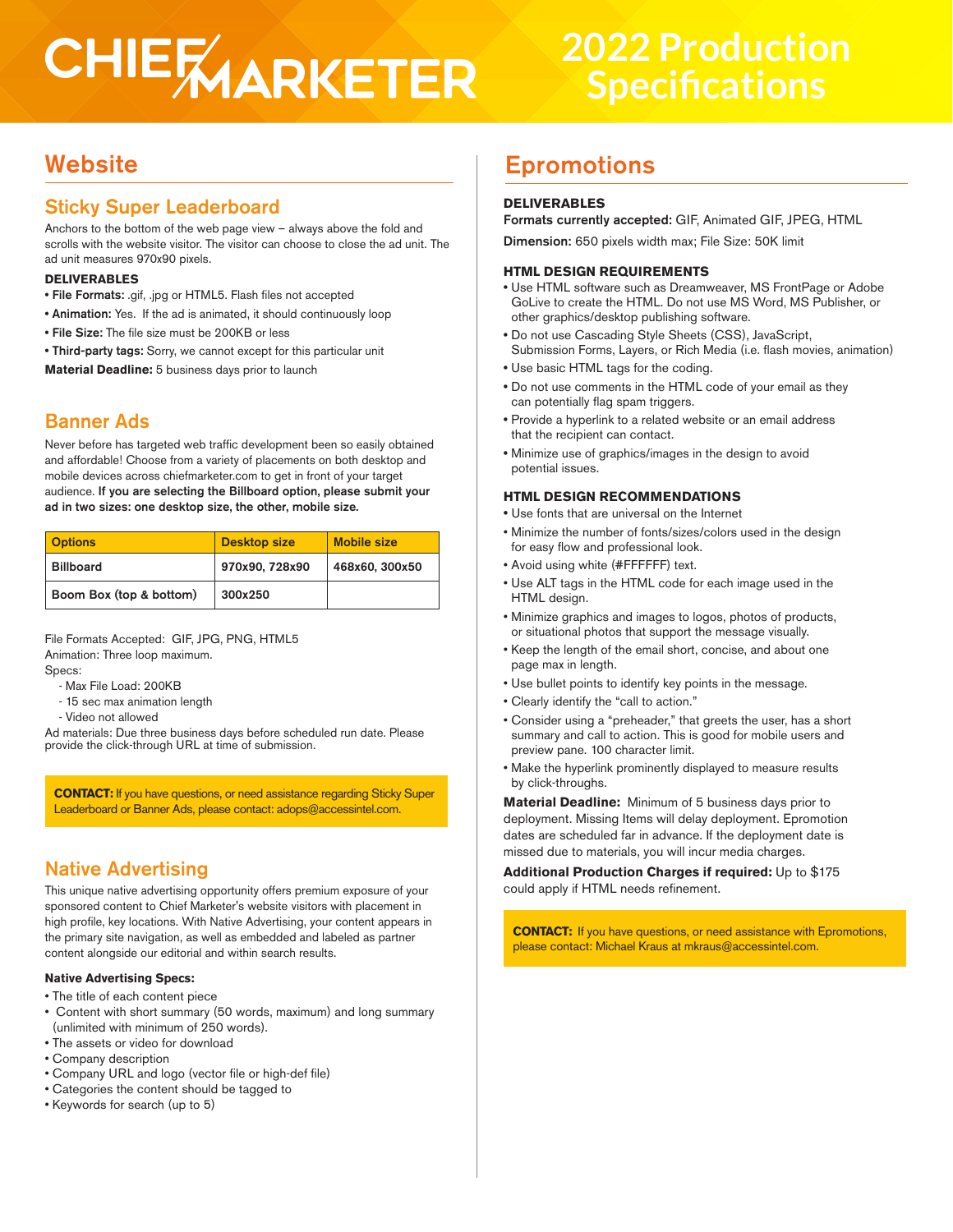# CHIEF MARKETER

# 2022 Production Specifications

## Website

### Sticky Super Leaderboard

Anchors to the bottom of the web page view – always above the fold and scrolls with the website visitor. The visitor can choose to close the ad unit. The ad unit measures 970x90 pixels.

**DELIVERABLES**

- **File Formats:** .gif, .jpg or HTML5. Flash files not accepted
- **Animation:** Yes. If the ad is animated, it should continuously loop
- **File Size:** The file size must be 200KB or less
- **Third-party tags:** Sorry, we cannot except for this particular unit

**Material Deadline:** 5 business days prior to launch

### Banner Ads

Never before has targeted web traffic development been so easily obtained and affordable! Choose from a variety of placements on both desktop and mobile devices across chiefmarketer.com to get in front of your target audience. **If you are selecting the Billboard option, please submit your ad in two sizes: one desktop size, the other, mobile size.**

| Options | Desktop size | Mobile size |
|---|---|---|
| Billboard | 970x90, 728x90 | 468x60, 300x50 |
| Boom Box (top & bottom) | 300x250 | |

File Formats Accepted: GIF, JPG, PNG, HTML5
Animation: Three loop maximum.
Specs:
- Max File Load: 200KB
- 15 sec max animation length
- Video not allowed

Ad materials: Due three business days before scheduled run date. Please provide the click-through URL at time of submission.

**CONTACT:** If you have questions, or need assistance regarding Sticky Super Leaderboard or Banner Ads, please contact: adops@accessintel.com.

### Native Advertising

This unique native advertising opportunity offers premium exposure of your sponsored content to Chief Marketer's website visitors with placement in high profile, key locations. With Native Advertising, your content appears in the primary site navigation, as well as embedded and labeled as partner content alongside our editorial and within search results.

**Native Advertising Specs:**

- The title of each content piece
- Content with short summary (50 words, maximum) and long summary (unlimited with minimum of 250 words).
- The assets or video for download
- Company description
- Company URL and logo (vector file or high-def file)
- Categories the content should be tagged to
- Keywords for search (up to 5)

## Epromotions

**DELIVERABLES**

**Formats currently accepted:** GIF, Animated GIF, JPEG, HTML

**Dimension:** 650 pixels width max; File Size: 50K limit

**HTML DESIGN REQUIREMENTS**

- Use HTML software such as Dreamweaver, MS FrontPage or Adobe GoLive to create the HTML. Do not use MS Word, MS Publisher, or other graphics/desktop publishing software.
- Do not use Cascading Style Sheets (CSS), JavaScript, Submission Forms, Layers, or Rich Media (i.e. flash movies, animation)
- Use basic HTML tags for the coding.
- Do not use comments in the HTML code of your email as they can potentially flag spam triggers.
- Provide a hyperlink to a related website or an email address that the recipient can contact.
- Minimize use of graphics/images in the design to avoid potential issues.

**HTML DESIGN RECOMMENDATIONS**

- Use fonts that are universal on the Internet
- Minimize the number of fonts/sizes/colors used in the design for easy flow and professional look.
- Avoid using white (#FFFFFF) text.
- Use ALT tags in the HTML code for each image used in the HTML design.
- Minimize graphics and images to logos, photos of products, or situational photos that support the message visually.
- Keep the length of the email short, concise, and about one page max in length.
- Use bullet points to identify key points in the message.
- Clearly identify the "call to action."
- Consider using a "preheader," that greets the user, has a short summary and call to action. This is good for mobile users and preview pane. 100 character limit.
- Make the hyperlink prominently displayed to measure results by click-throughs.

**Material Deadline:** Minimum of 5 business days prior to deployment. Missing Items will delay deployment. Epromotion dates are scheduled far in advance. If the deployment date is missed due to materials, you will incur media charges.

**Additional Production Charges if required:** Up to $175 could apply if HTML needs refinement.

**CONTACT:** If you have questions, or need assistance with Epromotions, please contact: Michael Kraus at mkraus@accessintel.com.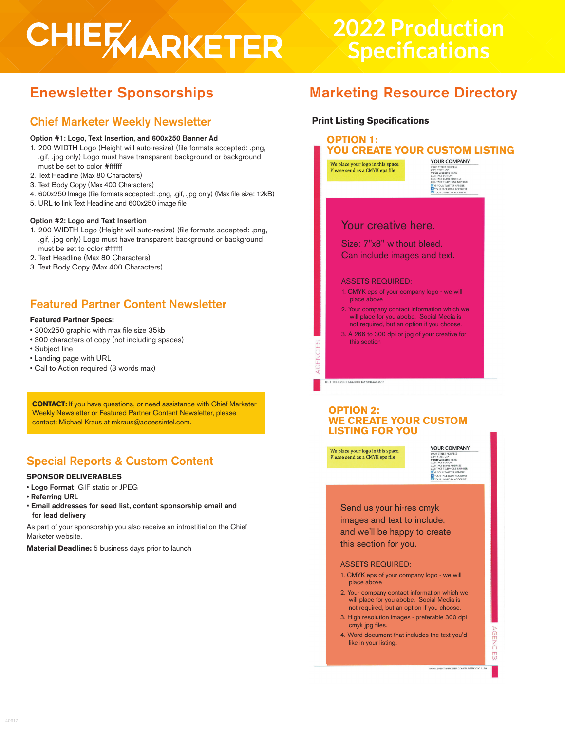# CHIEF MARKETER

# 2022 Production Specifications

## Enewsletter Sponsorships

### Chief Marketer Weekly Newsletter

**Option #1: Logo, Text Insertion, and 600x250 Banner Ad**

1. 200 WIDTH Logo (Height will auto-resize) (file formats accepted: .png, .gif, .jpg only) Logo must have transparent background or background must be set to color #ffffff
2. Text Headline (Max 80 Characters)
3. Text Body Copy (Max 400 Characters)
4. 600x250 Image (file formats accepted: .png, .gif, .jpg only) (Max file size: 12kB)
5. URL to link Text Headline and 600x250 image file

**Option #2: Logo and Text Insertion**

1. 200 WIDTH Logo (Height will auto-resize) (file formats accepted: .png, .gif, .jpg only) Logo must have transparent background or background must be set to color #ffffff
2. Text Headline (Max 80 Characters)
3. Text Body Copy (Max 400 Characters)

### Featured Partner Content Newsletter

**Featured Partner Specs:**

- 300x250 graphic with max file size 35kb
- 300 characters of copy (not including spaces)
- Subject line
- Landing page with URL
- Call to Action required (3 words max)

**CONTACT:** If you have questions, or need assistance with Chief Marketer Weekly Newsletter or Featured Partner Content Newsletter, please contact: Michael Kraus at mkraus@accessintel.com.

### Special Reports & Custom Content

**SPONSOR DELIVERABLES**

- **Logo Format:** GIF static or JPEG
- **Referring URL**
- **Email addresses for seed list, content sponsorship email and for lead delivery**

As part of your sponsorship you also receive an introstitial on the Chief Marketer website.

**Material Deadline:** 5 business days prior to launch

## Marketing Resource Directory

**Print Listing Specifications**

### OPTION 1: YOU CREATE YOUR CUSTOM LISTING

We place your logo in this space. Please send as a CMYK eps file

YOUR COMPANY

Your creative here.

Size: 7"x8" without bleed.
Can include images and text.

ASSETS REQUIRED:

1. CMYK eps of your company logo - we will place above
2. Your company contact information which we will place for you abobe. Social Media is not required, but an option if you choose.
3. A 266 to 300 dpi or jpg of your creative for this section

### OPTION 2: WE CREATE YOUR CUSTOM LISTING FOR YOU

We place your logo in this space. Please send as a CMYK eps file

YOUR COMPANY

Send us your hi-res cmyk images and text to include, and we'll be happy to create this section for you.

ASSETS REQUIRED:

1. CMYK eps of your company logo - we will place above
2. Your company contact information which we will place for you abobe. Social Media is not required, but an option if you choose.
3. High resolution images - preferable 300 dpi cmyk jpg files.
4. Word document that includes the text you'd like in your listing.